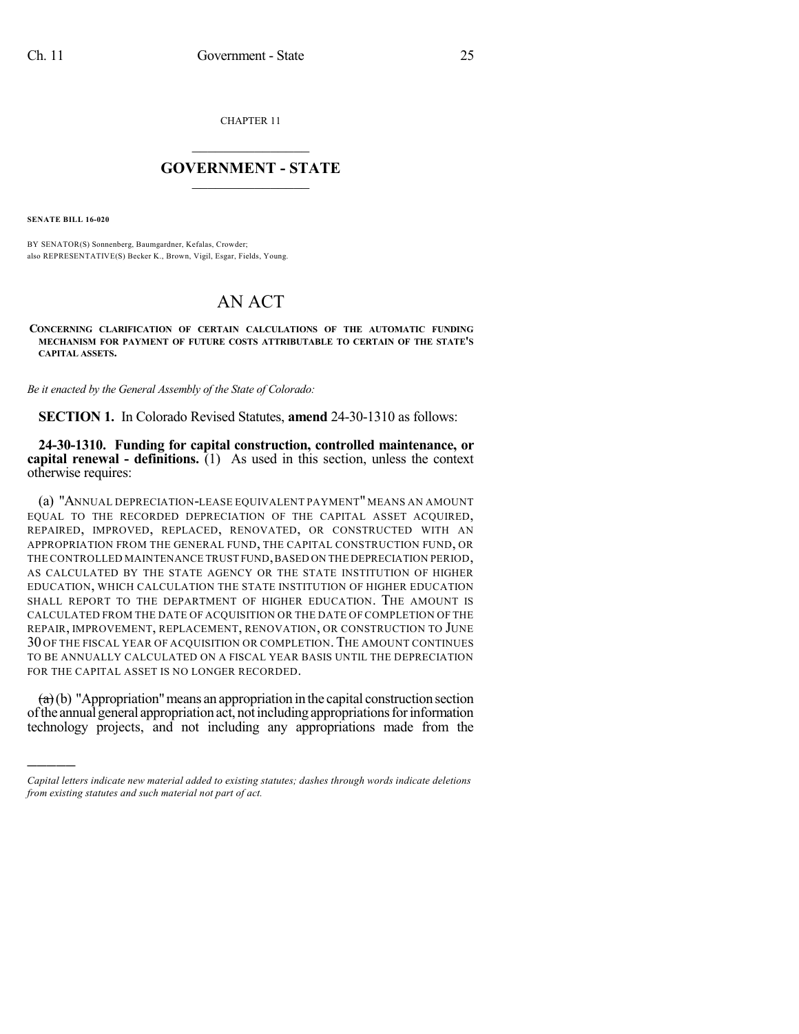CHAPTER 11

# GOVERNMENT - STATE

**SENATE BILL 16-020**

BY SENATOR(S) Sonnenberg, Baumgardner, Kefalas, Crowder;
also REPRESENTATIVE(S) Becker K., Brown, Vigil, Esgar, Fields, Young.

# AN ACT

**CONCERNING CLARIFICATION OF CERTAIN CALCULATIONS OF THE AUTOMATIC FUNDING MECHANISM FOR PAYMENT OF FUTURE COSTS ATTRIBUTABLE TO CERTAIN OF THE STATE'S CAPITAL ASSETS.**

*Be it enacted by the General Assembly of the State of Colorado:*

**SECTION 1.** In Colorado Revised Statutes, **amend** 24-30-1310 as follows:

**24-30-1310. Funding for capital construction, controlled maintenance, or capital renewal - definitions.** (1) As used in this section, unless the context otherwise requires:

(a) "ANNUAL DEPRECIATION-LEASE EQUIVALENT PAYMENT" MEANS AN AMOUNT EQUAL TO THE RECORDED DEPRECIATION OF THE CAPITAL ASSET ACQUIRED, REPAIRED, IMPROVED, REPLACED, RENOVATED, OR CONSTRUCTED WITH AN APPROPRIATION FROM THE GENERAL FUND, THE CAPITAL CONSTRUCTION FUND, OR THE CONTROLLED MAINTENANCE TRUST FUND, BASED ON THE DEPRECIATION PERIOD, AS CALCULATED BY THE STATE AGENCY OR THE STATE INSTITUTION OF HIGHER EDUCATION, WHICH CALCULATION THE STATE INSTITUTION OF HIGHER EDUCATION SHALL REPORT TO THE DEPARTMENT OF HIGHER EDUCATION. THE AMOUNT IS CALCULATED FROM THE DATE OF ACQUISITION OR THE DATE OF COMPLETION OF THE REPAIR, IMPROVEMENT, REPLACEMENT, RENOVATION, OR CONSTRUCTION TO JUNE 30 OF THE FISCAL YEAR OF ACQUISITION OR COMPLETION. THE AMOUNT CONTINUES TO BE ANNUALLY CALCULATED ON A FISCAL YEAR BASIS UNTIL THE DEPRECIATION FOR THE CAPITAL ASSET IS NO LONGER RECORDED.

~~(a)~~ (b) "Appropriation" means an appropriation in the capital construction section of the annual general appropriation act, not including appropriations for information technology projects, and not including any appropriations made from the

*Capital letters indicate new material added to existing statutes; dashes through words indicate deletions from existing statutes and such material not part of act.*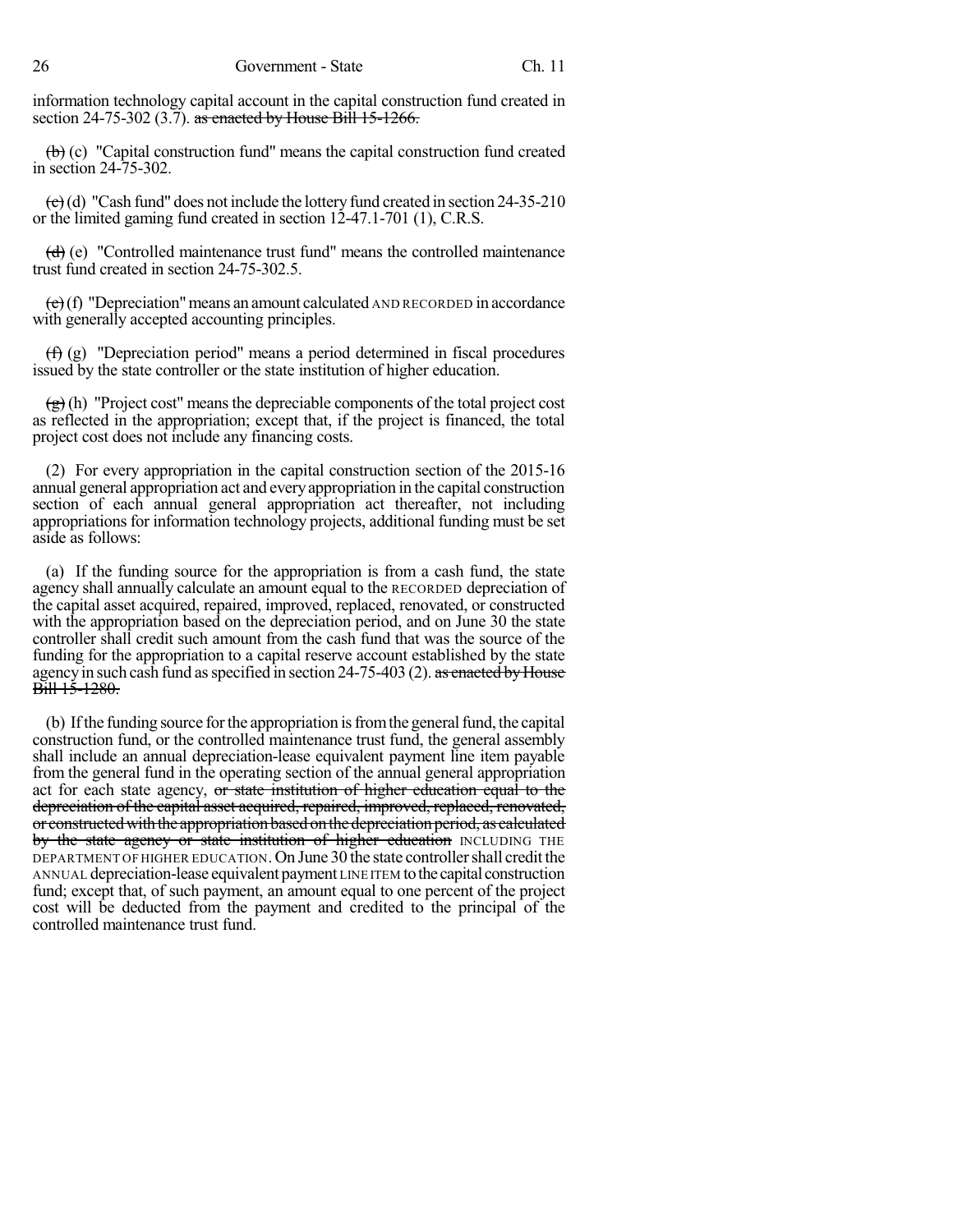information technology capital account in the capital construction fund created in section 24-75-302 (3.7). ~~as enacted by House Bill 15-1266.~~

~~(b)~~ (c) "Capital construction fund" means the capital construction fund created in section 24-75-302.

~~(c)~~ (d) "Cash fund" does not include the lottery fund created in section 24-35-210 or the limited gaming fund created in section 12-47.1-701 (1), C.R.S.

~~(d)~~ (e) "Controlled maintenance trust fund" means the controlled maintenance trust fund created in section 24-75-302.5.

~~(e)~~ (f) "Depreciation" means an amount calculated AND RECORDED in accordance with generally accepted accounting principles.

~~(f)~~ (g) "Depreciation period" means a period determined in fiscal procedures issued by the state controller or the state institution of higher education.

~~(g)~~ (h) "Project cost" means the depreciable components of the total project cost as reflected in the appropriation; except that, if the project is financed, the total project cost does not include any financing costs.

(2) For every appropriation in the capital construction section of the 2015-16 annual general appropriation act and every appropriation in the capital construction section of each annual general appropriation act thereafter, not including appropriations for information technology projects, additional funding must be set aside as follows:

(a) If the funding source for the appropriation is from a cash fund, the state agency shall annually calculate an amount equal to the RECORDED depreciation of the capital asset acquired, repaired, improved, replaced, renovated, or constructed with the appropriation based on the depreciation period, and on June 30 the state controller shall credit such amount from the cash fund that was the source of the funding for the appropriation to a capital reserve account established by the state agency in such cash fund as specified in section 24-75-403 (2). ~~as enacted by House Bill 15-1280.~~

(b) If the funding source for the appropriation is from the general fund, the capital construction fund, or the controlled maintenance trust fund, the general assembly shall include an annual depreciation-lease equivalent payment line item payable from the general fund in the operating section of the annual general appropriation act for each state agency, ~~or state institution of higher education equal to the depreciation of the capital asset acquired, repaired, improved, replaced, renovated, or constructed with the appropriation based on the depreciation period, as calculated by the state agency or state institution of higher education~~ INCLUDING THE DEPARTMENT OF HIGHER EDUCATION. On June 30 the state controller shall credit the ANNUAL depreciation-lease equivalent payment LINE ITEM to the capital construction fund; except that, of such payment, an amount equal to one percent of the project cost will be deducted from the payment and credited to the principal of the controlled maintenance trust fund.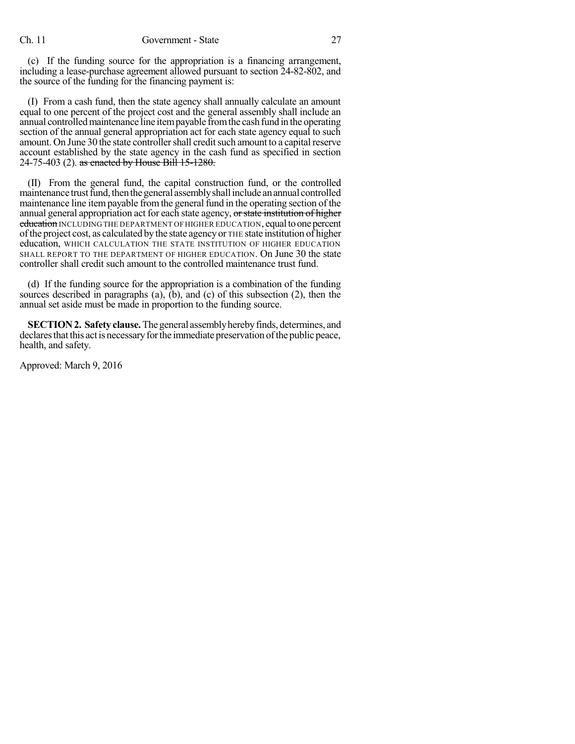(c) If the funding source for the appropriation is a financing arrangement, including a lease-purchase agreement allowed pursuant to section 24-82-802, and the source of the funding for the financing payment is:

(I) From a cash fund, then the state agency shall annually calculate an amount equal to one percent of the project cost and the general assembly shall include an annual controlled maintenance line item payable from the cash fund in the operating section of the annual general appropriation act for each state agency equal to such amount. On June 30 the state controller shall credit such amount to a capital reserve account established by the state agency in the cash fund as specified in section 24-75-403 (2). ~~as enacted by House Bill 15-1280.~~

(II) From the general fund, the capital construction fund, or the controlled maintenance trust fund, then the general assembly shall include an annual controlled maintenance line item payable from the general fund in the operating section of the annual general appropriation act for each state agency, ~~or state institution of higher education~~ INCLUDING THE DEPARTMENT OF HIGHER EDUCATION, equal to one percent of the project cost, as calculated by the state agency or THE state institution of higher education, WHICH CALCULATION THE STATE INSTITUTION OF HIGHER EDUCATION SHALL REPORT TO THE DEPARTMENT OF HIGHER EDUCATION. On June 30 the state controller shall credit such amount to the controlled maintenance trust fund.

(d) If the funding source for the appropriation is a combination of the funding sources described in paragraphs (a), (b), and (c) of this subsection (2), then the annual set aside must be made in proportion to the funding source.

**SECTION 2. Safety clause.** The general assembly hereby finds, determines, and declares that this act is necessary for the immediate preservation of the public peace, health, and safety.

Approved: March 9, 2016